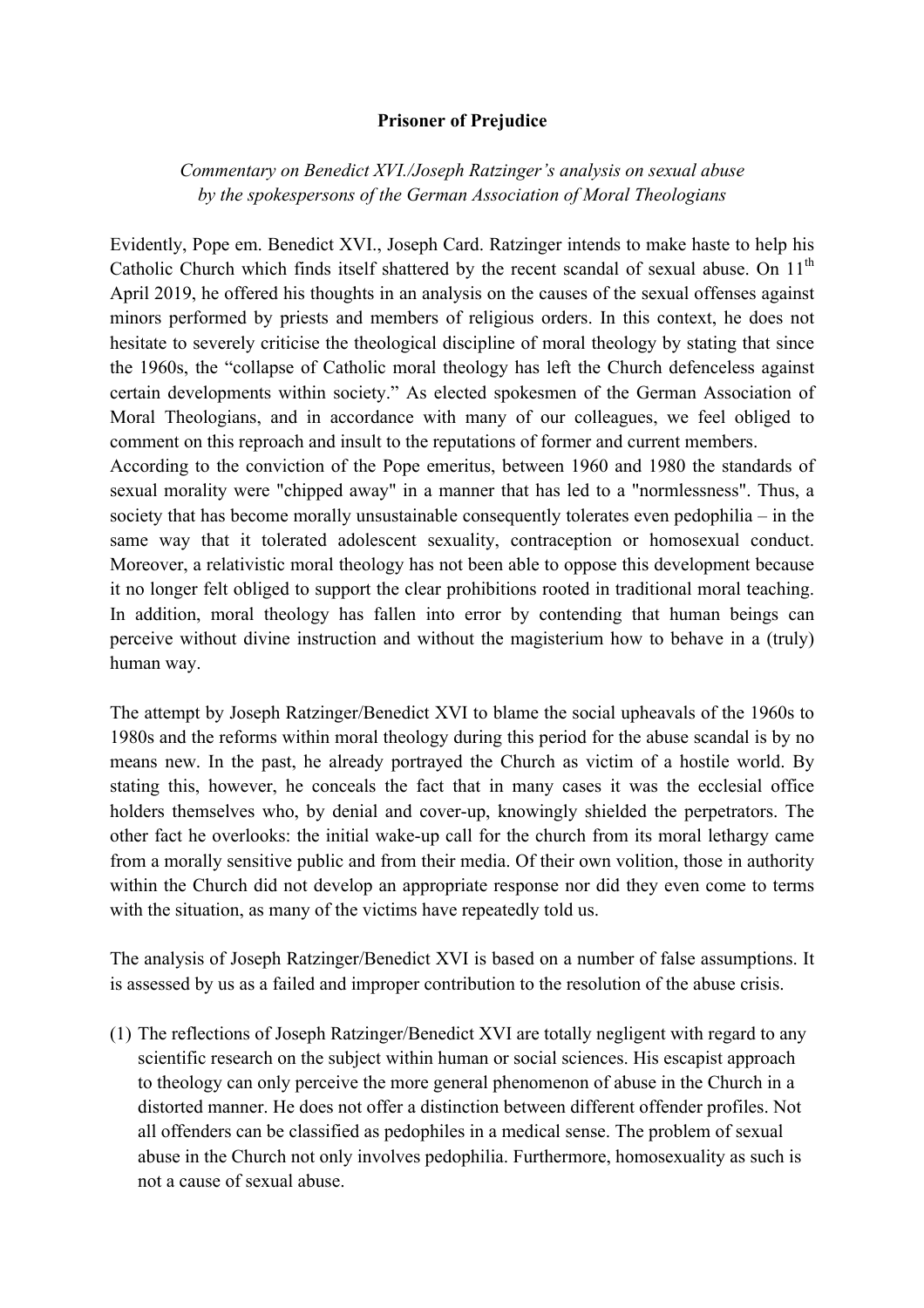**Prisoner of Prejudice**

*Commentary on Benedict XVI./Joseph Ratzinger's analysis on sexual abuse by the spokespersons of the German Association of Moral Theologians*

Evidently, Pope em. Benedict XVI., Joseph Card. Ratzinger intends to make haste to help his Catholic Church which finds itself shattered by the recent scandal of sexual abuse. On 11th April 2019, he offered his thoughts in an analysis on the causes of the sexual offenses against minors performed by priests and members of religious orders. In this context, he does not hesitate to severely criticise the theological discipline of moral theology by stating that since the 1960s, the "collapse of Catholic moral theology has left the Church defenceless against certain developments within society." As elected spokesmen of the German Association of Moral Theologians, and in accordance with many of our colleagues, we feel obliged to comment on this reproach and insult to the reputations of former and current members.

According to the conviction of the Pope emeritus, between 1960 and 1980 the standards of sexual morality were "chipped away" in a manner that has led to a "normlessness". Thus, a society that has become morally unsustainable consequently tolerates even pedophilia – in the same way that it tolerated adolescent sexuality, contraception or homosexual conduct. Moreover, a relativistic moral theology has not been able to oppose this development because it no longer felt obliged to support the clear prohibitions rooted in traditional moral teaching. In addition, moral theology has fallen into error by contending that human beings can perceive without divine instruction and without the magisterium how to behave in a (truly) human way.

The attempt by Joseph Ratzinger/Benedict XVI to blame the social upheavals of the 1960s to 1980s and the reforms within moral theology during this period for the abuse scandal is by no means new. In the past, he already portrayed the Church as victim of a hostile world. By stating this, however, he conceals the fact that in many cases it was the ecclesial office holders themselves who, by denial and cover-up, knowingly shielded the perpetrators. The other fact he overlooks: the initial wake-up call for the church from its moral lethargy came from a morally sensitive public and from their media. Of their own volition, those in authority within the Church did not develop an appropriate response nor did they even come to terms with the situation, as many of the victims have repeatedly told us.

The analysis of Joseph Ratzinger/Benedict XVI is based on a number of false assumptions. It is assessed by us as a failed and improper contribution to the resolution of the abuse crisis.

(1) The reflections of Joseph Ratzinger/Benedict XVI are totally negligent with regard to any scientific research on the subject within human or social sciences. His escapist approach to theology can only perceive the more general phenomenon of abuse in the Church in a distorted manner. He does not offer a distinction between different offender profiles. Not all offenders can be classified as pedophiles in a medical sense. The problem of sexual abuse in the Church not only involves pedophilia. Furthermore, homosexuality as such is not a cause of sexual abuse.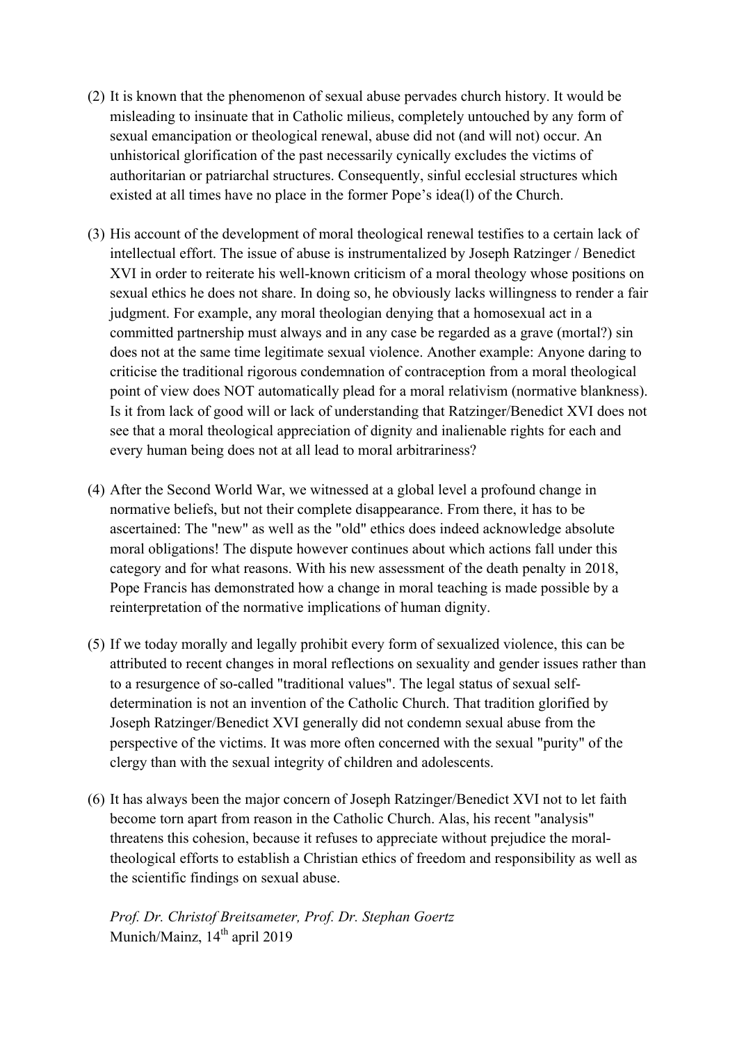(2) It is known that the phenomenon of sexual abuse pervades church history. It would be misleading to insinuate that in Catholic milieus, completely untouched by any form of sexual emancipation or theological renewal, abuse did not (and will not) occur. An unhistorical glorification of the past necessarily cynically excludes the victims of authoritarian or patriarchal structures. Consequently, sinful ecclesial structures which existed at all times have no place in the former Pope's idea(l) of the Church.

(3) His account of the development of moral theological renewal testifies to a certain lack of intellectual effort. The issue of abuse is instrumentalized by Joseph Ratzinger / Benedict XVI in order to reiterate his well-known criticism of a moral theology whose positions on sexual ethics he does not share. In doing so, he obviously lacks willingness to render a fair judgment. For example, any moral theologian denying that a homosexual act in a committed partnership must always and in any case be regarded as a grave (mortal?) sin does not at the same time legitimate sexual violence. Another example: Anyone daring to criticise the traditional rigorous condemnation of contraception from a moral theological point of view does NOT automatically plead for a moral relativism (normative blankness). Is it from lack of good will or lack of understanding that Ratzinger/Benedict XVI does not see that a moral theological appreciation of dignity and inalienable rights for each and every human being does not at all lead to moral arbitrariness?

(4) After the Second World War, we witnessed at a global level a profound change in normative beliefs, but not their complete disappearance. From there, it has to be ascertained: The "new" as well as the "old" ethics does indeed acknowledge absolute moral obligations! The dispute however continues about which actions fall under this category and for what reasons. With his new assessment of the death penalty in 2018, Pope Francis has demonstrated how a change in moral teaching is made possible by a reinterpretation of the normative implications of human dignity.

(5) If we today morally and legally prohibit every form of sexualized violence, this can be attributed to recent changes in moral reflections on sexuality and gender issues rather than to a resurgence of so-called "traditional values". The legal status of sexual self-determination is not an invention of the Catholic Church. That tradition glorified by Joseph Ratzinger/Benedict XVI generally did not condemn sexual abuse from the perspective of the victims. It was more often concerned with the sexual "purity" of the clergy than with the sexual integrity of children and adolescents.

(6) It has always been the major concern of Joseph Ratzinger/Benedict XVI not to let faith become torn apart from reason in the Catholic Church. Alas, his recent "analysis" threatens this cohesion, because it refuses to appreciate without prejudice the moral-theological efforts to establish a Christian ethics of freedom and responsibility as well as the scientific findings on sexual abuse.

*Prof. Dr. Christof Breitsameter, Prof. Dr. Stephan Goertz*
Munich/Mainz, 14th april 2019